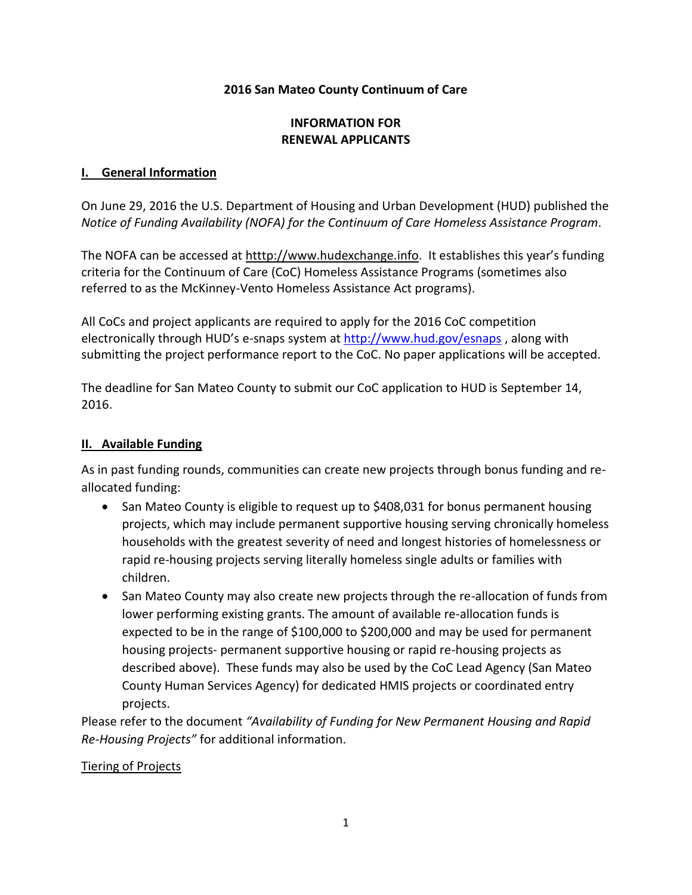**2016 San Mateo County Continuum of Care**

**INFORMATION FOR RENEWAL APPLICANTS**

## I. General Information

On June 29, 2016 the U.S. Department of Housing and Urban Development (HUD) published the *Notice of Funding Availability (NOFA) for the Continuum of Care Homeless Assistance Program*.

The NOFA can be accessed at htttp://www.hudexchange.info. It establishes this year's funding criteria for the Continuum of Care (CoC) Homeless Assistance Programs (sometimes also referred to as the McKinney-Vento Homeless Assistance Act programs).

All CoCs and project applicants are required to apply for the 2016 CoC competition electronically through HUD's e-snaps system at http://www.hud.gov/esnaps , along with submitting the project performance report to the CoC. No paper applications will be accepted.

The deadline for San Mateo County to submit our CoC application to HUD is September 14, 2016.

## II. Available Funding

As in past funding rounds, communities can create new projects through bonus funding and re-allocated funding:

- San Mateo County is eligible to request up to $408,031 for bonus permanent housing projects, which may include permanent supportive housing serving chronically homeless households with the greatest severity of need and longest histories of homelessness or rapid re-housing projects serving literally homeless single adults or families with children.
- San Mateo County may also create new projects through the re-allocation of funds from lower performing existing grants. The amount of available re-allocation funds is expected to be in the range of $100,000 to $200,000 and may be used for permanent housing projects- permanent supportive housing or rapid re-housing projects as described above). These funds may also be used by the CoC Lead Agency (San Mateo County Human Services Agency) for dedicated HMIS projects or coordinated entry projects.

Please refer to the document *"Availability of Funding for New Permanent Housing and Rapid Re-Housing Projects"* for additional information.

Tiering of Projects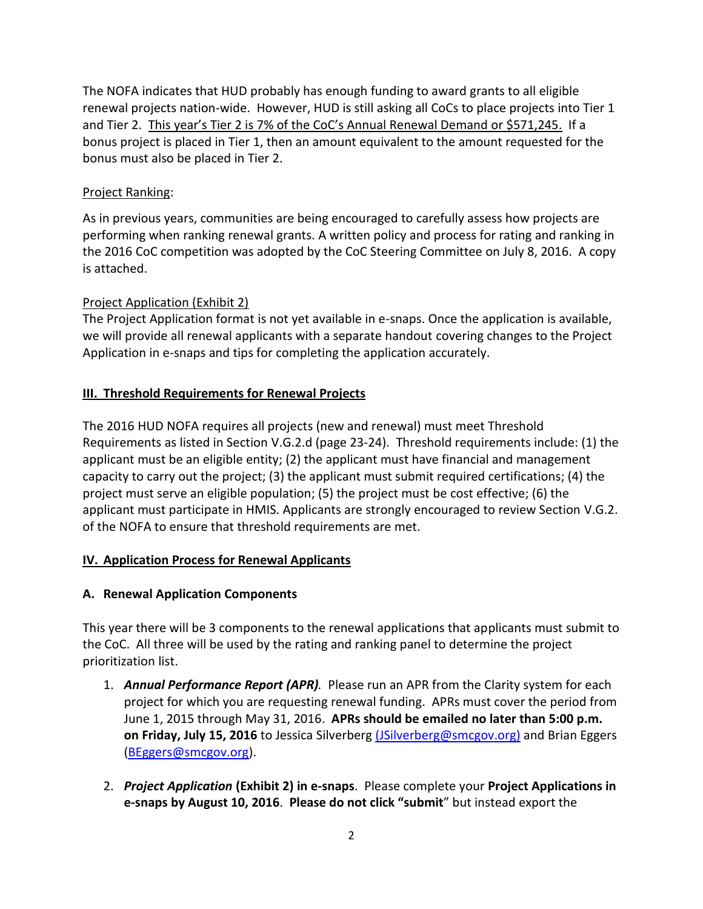The NOFA indicates that HUD probably has enough funding to award grants to all eligible renewal projects nation-wide. However, HUD is still asking all CoCs to place projects into Tier 1 and Tier 2. <u>This year's Tier 2 is 7% of the CoC's Annual Renewal Demand or $571,245.</u> If a bonus project is placed in Tier 1, then an amount equivalent to the amount requested for the bonus must also be placed in Tier 2.

<u>Project Ranking</u>:

As in previous years, communities are being encouraged to carefully assess how projects are performing when ranking renewal grants. A written policy and process for rating and ranking in the 2016 CoC competition was adopted by the CoC Steering Committee on July 8, 2016. A copy is attached.

<u>Project Application (Exhibit 2)</u>

The Project Application format is not yet available in e-snaps. Once the application is available, we will provide all renewal applicants with a separate handout covering changes to the Project Application in e-snaps and tips for completing the application accurately.

## III. Threshold Requirements for Renewal Projects

The 2016 HUD NOFA requires all projects (new and renewal) must meet Threshold Requirements as listed in Section V.G.2.d (page 23-24). Threshold requirements include: (1) the applicant must be an eligible entity; (2) the applicant must have financial and management capacity to carry out the project; (3) the applicant must submit required certifications; (4) the project must serve an eligible population; (5) the project must be cost effective; (6) the applicant must participate in HMIS. Applicants are strongly encouraged to review Section V.G.2. of the NOFA to ensure that threshold requirements are met.

## IV. Application Process for Renewal Applicants

### A. Renewal Application Components

This year there will be 3 components to the renewal applications that applicants must submit to the CoC. All three will be used by the rating and ranking panel to determine the project prioritization list.

1. ***Annual Performance Report (APR)***. Please run an APR from the Clarity system for each project for which you are requesting renewal funding. APRs must cover the period from June 1, 2015 through May 31, 2016. **APRs should be emailed no later than 5:00 p.m. on Friday, July 15, 2016** to Jessica Silverberg (JSilverberg@smcgov.org) and Brian Eggers (BEggers@smcgov.org).

2. ***Project Application* (Exhibit 2) in e-snaps**. Please complete your **Project Applications in e-snaps by August 10, 2016**. **Please do not click "submit**" but instead export the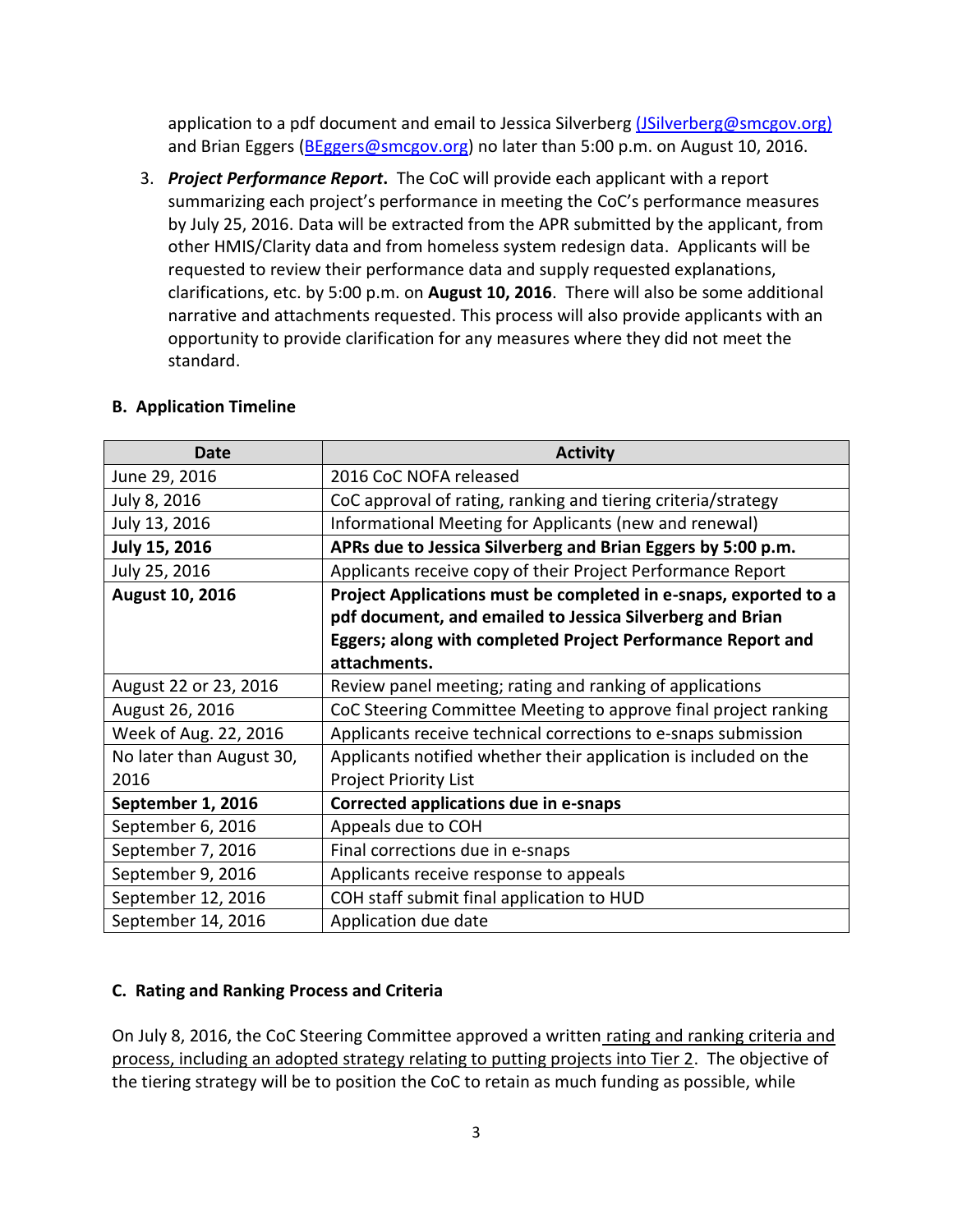application to a pdf document and email to Jessica Silverberg [(JSilverberg@smcgov.org)](mailto:JSilverberg@smcgov.org) and Brian Eggers ([BEggers@smcgov.org](mailto:BEggers@smcgov.org)) no later than 5:00 p.m. on August 10, 2016.

3. ***Project Performance Report*.** The CoC will provide each applicant with a report summarizing each project's performance in meeting the CoC's performance measures by July 25, 2016. Data will be extracted from the APR submitted by the applicant, from other HMIS/Clarity data and from homeless system redesign data. Applicants will be requested to review their performance data and supply requested explanations, clarifications, etc. by 5:00 p.m. on **August 10, 2016**. There will also be some additional narrative and attachments requested. This process will also provide applicants with an opportunity to provide clarification for any measures where they did not meet the standard.

### B. Application Timeline

| Date | Activity |
|---|---|
| June 29, 2016 | 2016 CoC NOFA released |
| July 8, 2016 | CoC approval of rating, ranking and tiering criteria/strategy |
| July 13, 2016 | Informational Meeting for Applicants (new and renewal) |
| **July 15, 2016** | **APRs due to Jessica Silverberg and Brian Eggers by 5:00 p.m.** |
| July 25, 2016 | Applicants receive copy of their Project Performance Report |
| **August 10, 2016** | **Project Applications must be completed in e-snaps, exported to a pdf document, and emailed to Jessica Silverberg and Brian Eggers; along with completed Project Performance Report and attachments.** |
| August 22 or 23, 2016 | Review panel meeting; rating and ranking of applications |
| August 26, 2016 | CoC Steering Committee Meeting to approve final project ranking |
| Week of Aug. 22, 2016 | Applicants receive technical corrections to e-snaps submission |
| No later than August 30, 2016 | Applicants notified whether their application is included on the Project Priority List |
| **September 1, 2016** | **Corrected applications due in e-snaps** |
| September 6, 2016 | Appeals due to COH |
| September 7, 2016 | Final corrections due in e-snaps |
| September 9, 2016 | Applicants receive response to appeals |
| September 12, 2016 | COH staff submit final application to HUD |
| September 14, 2016 | Application due date |

### C. Rating and Ranking Process and Criteria

On July 8, 2016, the CoC Steering Committee approved a written rating and ranking criteria and process, including an adopted strategy relating to putting projects into Tier 2. The objective of the tiering strategy will be to position the CoC to retain as much funding as possible, while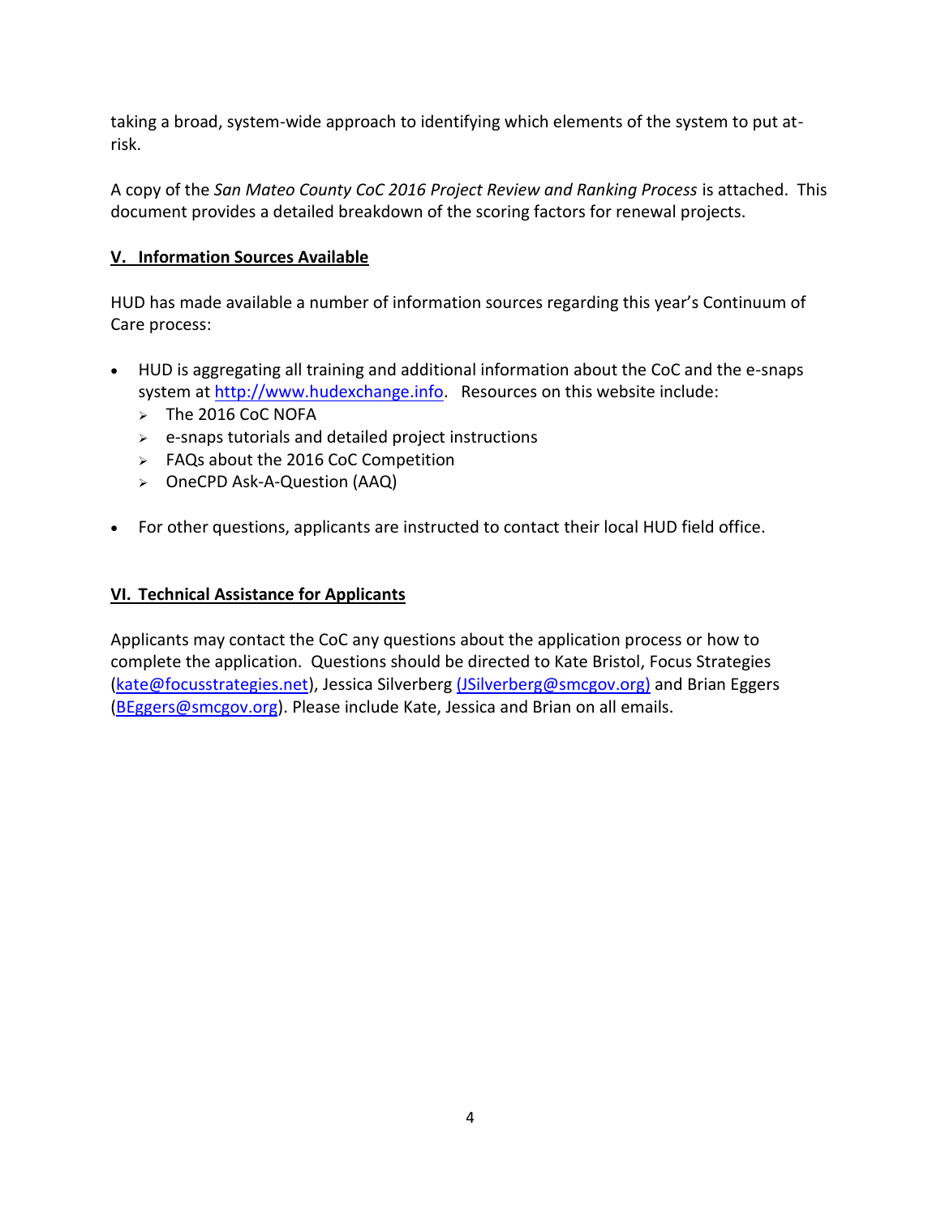taking a broad, system-wide approach to identifying which elements of the system to put at-risk.

A copy of the *San Mateo County CoC 2016 Project Review and Ranking Process* is attached. This document provides a detailed breakdown of the scoring factors for renewal projects.

## V. Information Sources Available

HUD has made available a number of information sources regarding this year's Continuum of Care process:

- HUD is aggregating all training and additional information about the CoC and the e-snaps system at [http://www.hudexchange.info](http://www.hudexchange.info). Resources on this website include:
  - The 2016 CoC NOFA
  - e-snaps tutorials and detailed project instructions
  - FAQs about the 2016 CoC Competition
  - OneCPD Ask-A-Question (AAQ)

- For other questions, applicants are instructed to contact their local HUD field office.

## VI. Technical Assistance for Applicants

Applicants may contact the CoC any questions about the application process or how to complete the application. Questions should be directed to Kate Bristol, Focus Strategies ([kate@focusstrategies.net](mailto:kate@focusstrategies.net)), Jessica Silverberg [(JSilverberg@smcgov.org)](mailto:JSilverberg@smcgov.org) and Brian Eggers ([BEggers@smcgov.org](mailto:BEggers@smcgov.org)). Please include Kate, Jessica and Brian on all emails.